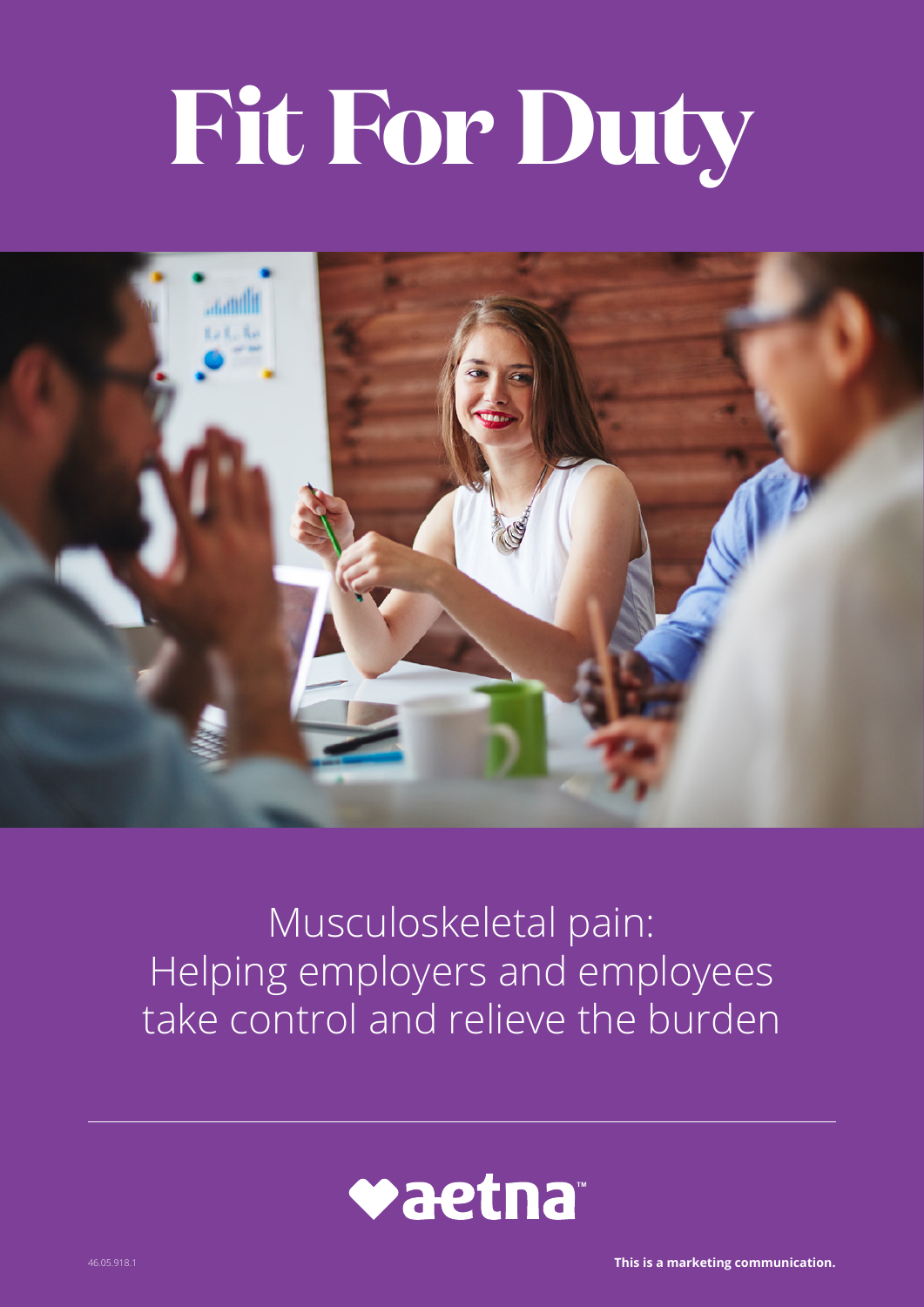# Fit For Duty

Musculoskeletal pain:
Helping employers and employees take control and relieve the burden

aetna™

46.05.918.1

**This is a marketing communication.**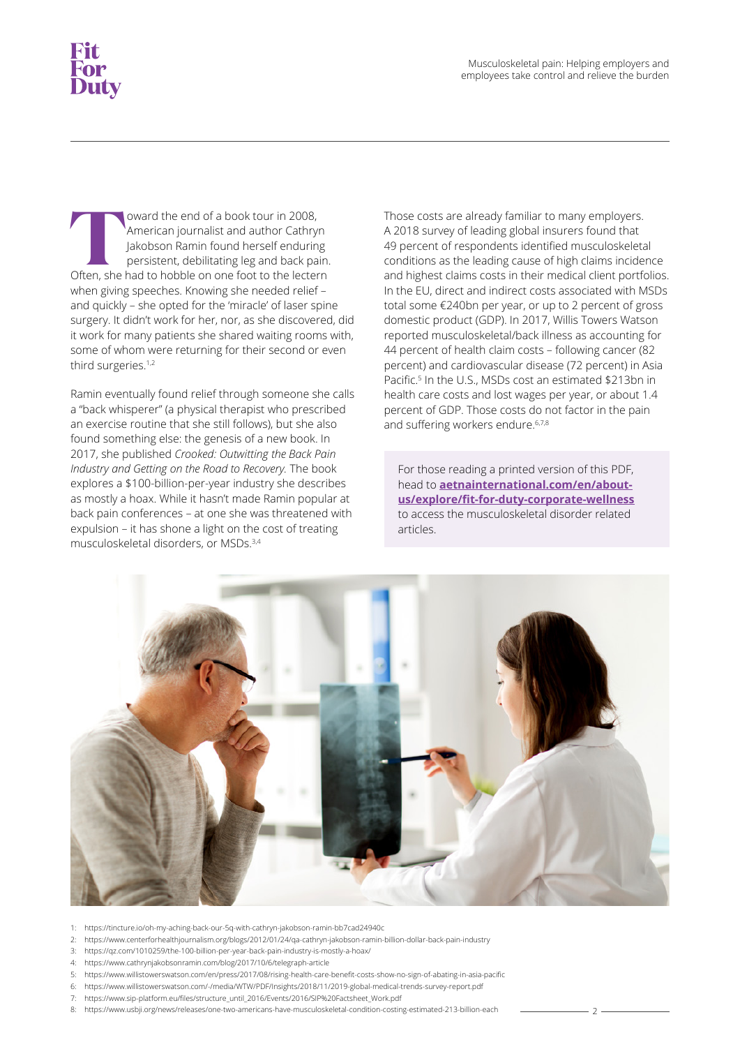Toward the end of a book tour in 2008, American journalist and author Cathryn Jakobson Ramin found herself enduring persistent, debilitating leg and back pain. Often, she had to hobble on one foot to the lectern when giving speeches. Knowing she needed relief – and quickly – she opted for the 'miracle' of laser spine surgery. It didn't work for her, nor, as she discovered, did it work for many patients she shared waiting rooms with, some of whom were returning for their second or even third surgeries.[1,2]

Ramin eventually found relief through someone she calls a "back whisperer" (a physical therapist who prescribed an exercise routine that she still follows), but she also found something else: the genesis of a new book. In 2017, she published *Crooked: Outwitting the Back Pain Industry and Getting on the Road to Recovery.* The book explores a $100-billion-per-year industry she describes as mostly a hoax. While it hasn't made Ramin popular at back pain conferences – at one she was threatened with expulsion – it has shone a light on the cost of treating musculoskeletal disorders, or MSDs.[3,4]

Those costs are already familiar to many employers. A 2018 survey of leading global insurers found that 49 percent of respondents identified musculoskeletal conditions as the leading cause of high claims incidence and highest claims costs in their medical client portfolios. In the EU, direct and indirect costs associated with MSDs total some €240bn per year, or up to 2 percent of gross domestic product (GDP). In 2017, Willis Towers Watson reported musculoskeletal/back illness as accounting for 44 percent of health claim costs – following cancer (82 percent) and cardiovascular disease (72 percent) in Asia Pacific.[5] In the U.S., MSDs cost an estimated $213bn in health care costs and lost wages per year, or about 1.4 percent of GDP. Those costs do not factor in the pain and suffering workers endure.[6,7,8]

For those reading a printed version of this PDF, head to **aetnainternational.com/en/about-us/explore/fit-for-duty-corporate-wellness** to access the musculoskeletal disorder related articles.

1: https://tincture.io/oh-my-aching-back-our-5q-with-cathryn-jakobson-ramin-bb7cad24940c
2: https://www.centerforhealthjournalism.org/blogs/2012/01/24/qa-cathryn-jakobson-ramin-billion-dollar-back-pain-industry
3: https://qz.com/1010259/the-100-billion-per-year-back-pain-industry-is-mostly-a-hoax/
4: https://www.cathrynjakobsonramin.com/blog/2017/10/6/telegraph-article
5: https://www.willistowerswatson.com/en/press/2017/08/rising-health-care-benefit-costs-show-no-sign-of-abating-in-asia-pacific
6: https://www.willistowerswatson.com/-/media/WTW/PDF/Insights/2018/11/2019-global-medical-trends-survey-report.pdf
7: https://www.sip-platform.eu/files/structure_until_2016/Events/2016/SIP%20Factsheet_Work.pdf
8: https://www.usbji.org/news/releases/one-two-americans-have-musculoskeletal-condition-costing-estimated-213-billion-each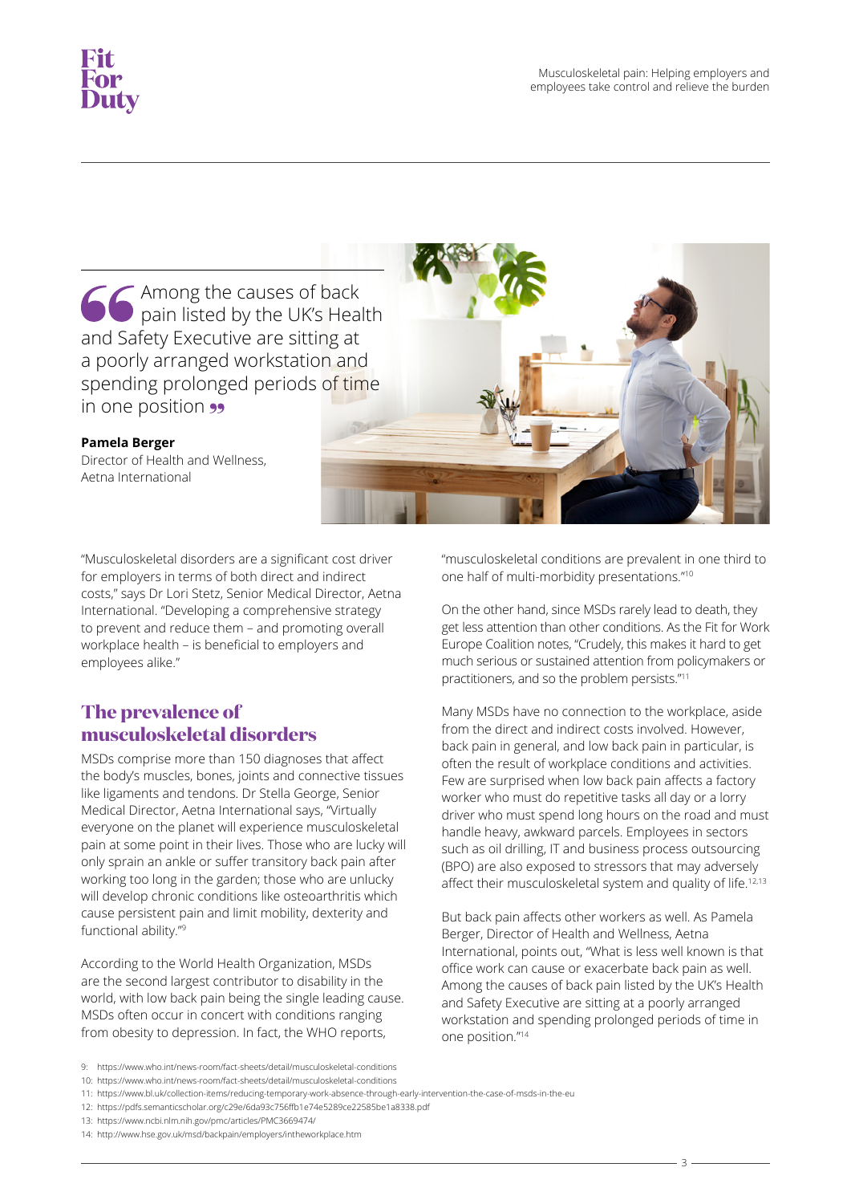> Among the causes of back pain listed by the UK's Health and Safety Executive are sitting at a poorly arranged workstation and spending prolonged periods of time in one position

**Pamela Berger**
Director of Health and Wellness, Aetna International

"Musculoskeletal disorders are a significant cost driver for employers in terms of both direct and indirect costs," says Dr Lori Stetz, Senior Medical Director, Aetna International. "Developing a comprehensive strategy to prevent and reduce them – and promoting overall workplace health – is beneficial to employers and employees alike."

## The prevalence of musculoskeletal disorders

MSDs comprise more than 150 diagnoses that affect the body's muscles, bones, joints and connective tissues like ligaments and tendons. Dr Stella George, Senior Medical Director, Aetna International says, "Virtually everyone on the planet will experience musculoskeletal pain at some point in their lives. Those who are lucky will only sprain an ankle or suffer transitory back pain after working too long in the garden; those who are unlucky will develop chronic conditions like osteoarthritis which cause persistent pain and limit mobility, dexterity and functional ability."[9]

According to the World Health Organization, MSDs are the second largest contributor to disability in the world, with low back pain being the single leading cause. MSDs often occur in concert with conditions ranging from obesity to depression. In fact, the WHO reports, "musculoskeletal conditions are prevalent in one third to one half of multi-morbidity presentations."[10]

On the other hand, since MSDs rarely lead to death, they get less attention than other conditions. As the Fit for Work Europe Coalition notes, "Crudely, this makes it hard to get much serious or sustained attention from policymakers or practitioners, and so the problem persists."[11]

Many MSDs have no connection to the workplace, aside from the direct and indirect costs involved. However, back pain in general, and low back pain in particular, is often the result of workplace conditions and activities. Few are surprised when low back pain affects a factory worker who must do repetitive tasks all day or a lorry driver who must spend long hours on the road and must handle heavy, awkward parcels. Employees in sectors such as oil drilling, IT and business process outsourcing (BPO) are also exposed to stressors that may adversely affect their musculoskeletal system and quality of life.[12,13]

But back pain affects other workers as well. As Pamela Berger, Director of Health and Wellness, Aetna International, points out, "What is less well known is that office work can cause or exacerbate back pain as well. Among the causes of back pain listed by the UK's Health and Safety Executive are sitting at a poorly arranged workstation and spending prolonged periods of time in one position."[14]

9: https://www.who.int/news-room/fact-sheets/detail/musculoskeletal-conditions
10: https://www.who.int/news-room/fact-sheets/detail/musculoskeletal-conditions
11: https://www.bl.uk/collection-items/reducing-temporary-work-absence-through-early-intervention-the-case-of-msds-in-the-eu
12: https://pdfs.semanticscholar.org/c29e/6da93c756ffb1e74e5289ce22585be1a8338.pdf
13: https://www.ncbi.nlm.nih.gov/pmc/articles/PMC3669474/
14: http://www.hse.gov.uk/msd/backpain/employers/intheworkplace.htm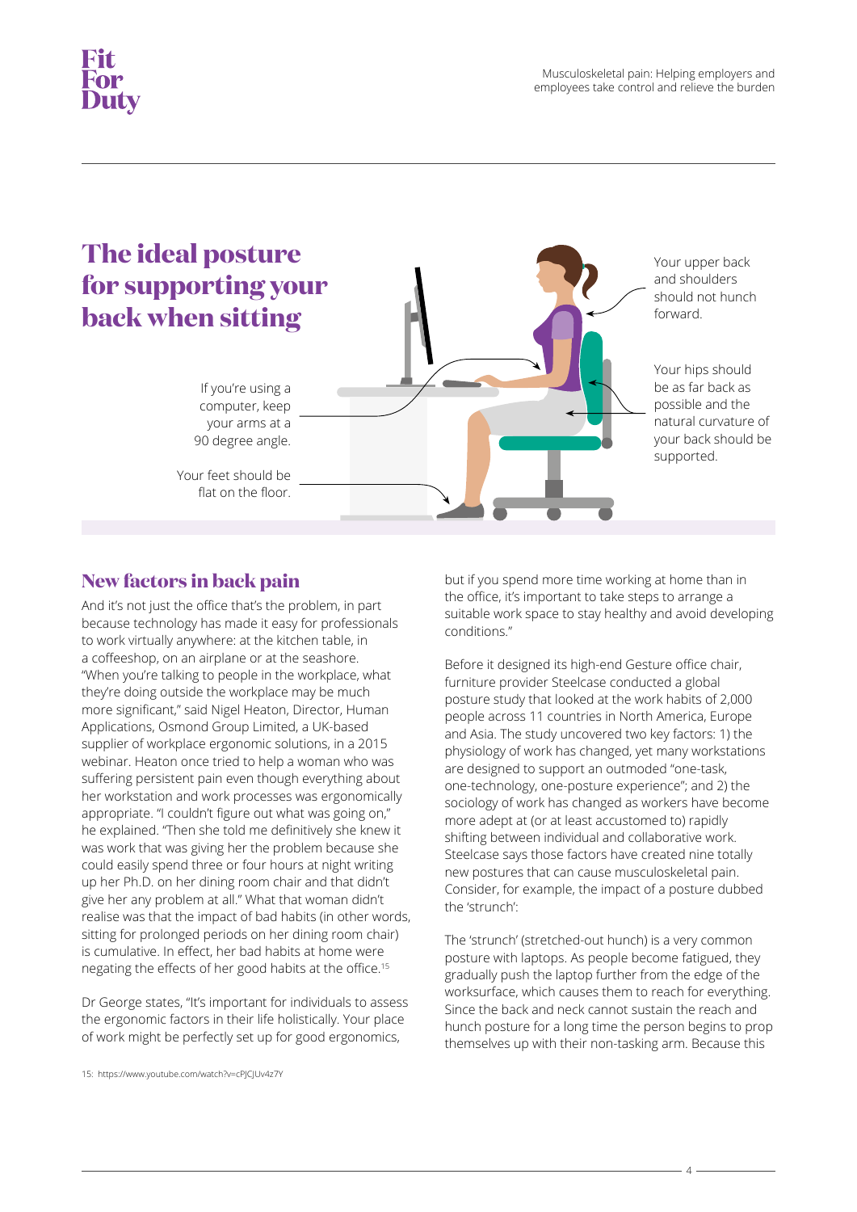## The ideal posture for supporting your back when sitting

If you're using a computer, keep your arms at a 90 degree angle.

Your feet should be flat on the floor.

Your upper back and shoulders should not hunch forward.

Your hips should be as far back as possible and the natural curvature of your back should be supported.

## New factors in back pain

And it's not just the office that's the problem, in part because technology has made it easy for professionals to work virtually anywhere: at the kitchen table, in a coffeeshop, on an airplane or at the seashore. "When you're talking to people in the workplace, what they're doing outside the workplace may be much more significant," said Nigel Heaton, Director, Human Applications, Osmond Group Limited, a UK-based supplier of workplace ergonomic solutions, in a 2015 webinar. Heaton once tried to help a woman who was suffering persistent pain even though everything about her workstation and work processes was ergonomically appropriate. "I couldn't figure out what was going on," he explained. "Then she told me definitively she knew it was work that was giving her the problem because she could easily spend three or four hours at night writing up her Ph.D. on her dining room chair and that didn't give her any problem at all." What that woman didn't realise was that the impact of bad habits (in other words, sitting for prolonged periods on her dining room chair) is cumulative. In effect, her bad habits at home were negating the effects of her good habits at the office.[15]

Dr George states, "It's important for individuals to assess the ergonomic factors in their life holistically. Your place of work might be perfectly set up for good ergonomics, but if you spend more time working at home than in the office, it's important to take steps to arrange a suitable work space to stay healthy and avoid developing conditions."

Before it designed its high-end Gesture office chair, furniture provider Steelcase conducted a global posture study that looked at the work habits of 2,000 people across 11 countries in North America, Europe and Asia. The study uncovered two key factors: 1) the physiology of work has changed, yet many workstations are designed to support an outmoded "one-task, one-technology, one-posture experience"; and 2) the sociology of work has changed as workers have become more adept at (or at least accustomed to) rapidly shifting between individual and collaborative work. Steelcase says those factors have created nine totally new postures that can cause musculoskeletal pain. Consider, for example, the impact of a posture dubbed the 'strunch':

The 'strunch' (stretched-out hunch) is a very common posture with laptops. As people become fatigued, they gradually push the laptop further from the edge of the worksurface, which causes them to reach for everything. Since the back and neck cannot sustain the reach and hunch posture for a long time the person begins to prop themselves up with their non-tasking arm. Because this

15: https://www.youtube.com/watch?v=cPJCJUv4z7Y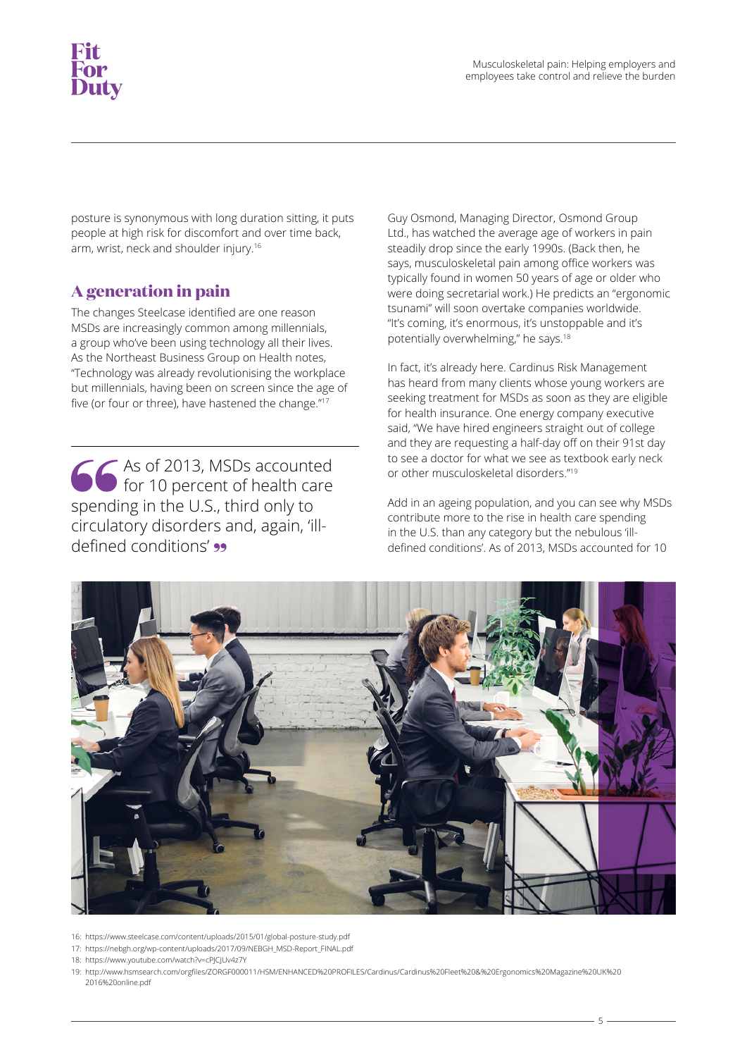posture is synonymous with long duration sitting, it puts people at high risk for discomfort and over time back, arm, wrist, neck and shoulder injury.[16]

## A generation in pain

The changes Steelcase identified are one reason MSDs are increasingly common among millennials, a group who've been using technology all their lives. As the Northeast Business Group on Health notes, "Technology was already revolutionising the workplace but millennials, having been on screen since the age of five (or four or three), have hastened the change."[17]

> As of 2013, MSDs accounted for 10 percent of health care spending in the U.S., third only to circulatory disorders and, again, 'ill-defined conditions'

Guy Osmond, Managing Director, Osmond Group Ltd., has watched the average age of workers in pain steadily drop since the early 1990s. (Back then, he says, musculoskeletal pain among office workers was typically found in women 50 years of age or older who were doing secretarial work.) He predicts an "ergonomic tsunami" will soon overtake companies worldwide. "It's coming, it's enormous, it's unstoppable and it's potentially overwhelming," he says.[18]

In fact, it's already here. Cardinus Risk Management has heard from many clients whose young workers are seeking treatment for MSDs as soon as they are eligible for health insurance. One energy company executive said, "We have hired engineers straight out of college and they are requesting a half-day off on their 91st day to see a doctor for what we see as textbook early neck or other musculoskeletal disorders."[19]

Add in an ageing population, and you can see why MSDs contribute more to the rise in health care spending in the U.S. than any category but the nebulous 'ill-defined conditions'. As of 2013, MSDs accounted for 10

---

16: https://www.steelcase.com/content/uploads/2015/01/global-posture-study.pdf

17: https://nebgh.org/wp-content/uploads/2017/09/NEBGH_MSD-Report_FINAL.pdf

18: https://www.youtube.com/watch?v=cPJCJUv4z7Y

19: http://www.hsmsearch.com/orgfiles/ZORGF000011/HSM/ENHANCED%20PROFILES/Cardinus/Cardinus%20Fleet%20&%20Ergonomics%20Magazine%20UK%202016%20online.pdf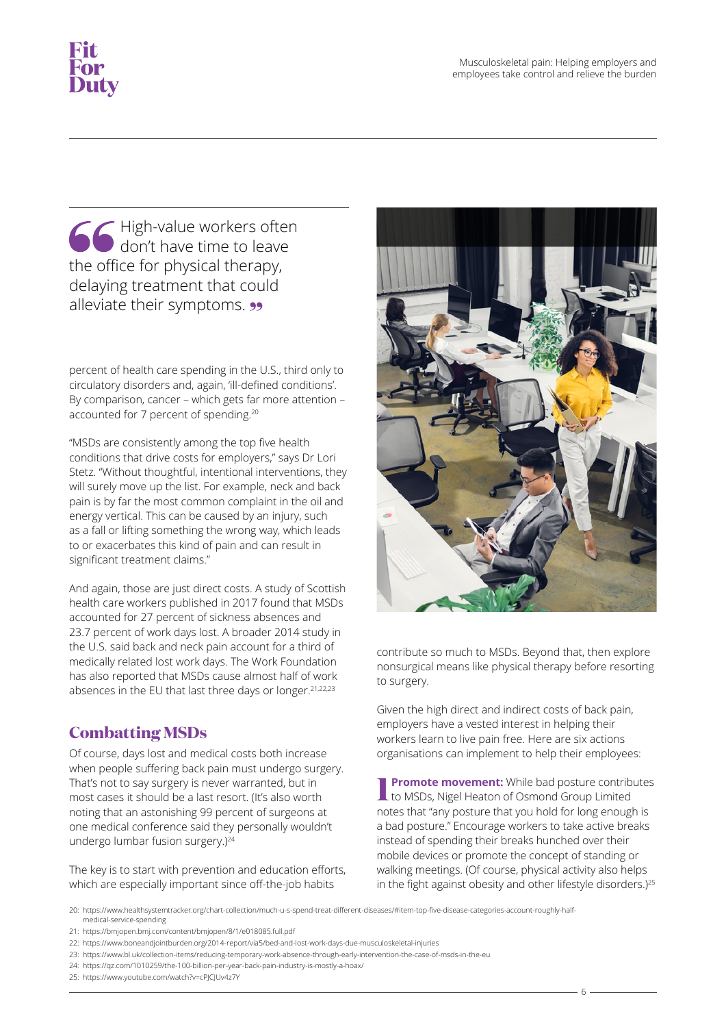> High-value workers often don't have time to leave the office for physical therapy, delaying treatment that could alleviate their symptoms.

percent of health care spending in the U.S., third only to circulatory disorders and, again, 'ill-defined conditions'. By comparison, cancer – which gets far more attention – accounted for 7 percent of spending.[20]

"MSDs are consistently among the top five health conditions that drive costs for employers," says Dr Lori Stetz. "Without thoughtful, intentional interventions, they will surely move up the list. For example, neck and back pain is by far the most common complaint in the oil and energy vertical. This can be caused by an injury, such as a fall or lifting something the wrong way, which leads to or exacerbates this kind of pain and can result in significant treatment claims."

And again, those are just direct costs. A study of Scottish health care workers published in 2017 found that MSDs accounted for 27 percent of sickness absences and 23.7 percent of work days lost. A broader 2014 study in the U.S. said back and neck pain account for a third of medically related lost work days. The Work Foundation has also reported that MSDs cause almost half of work absences in the EU that last three days or longer.[21,22,23]

## Combatting MSDs

Of course, days lost and medical costs both increase when people suffering back pain must undergo surgery. That's not to say surgery is never warranted, but in most cases it should be a last resort. (It's also worth noting that an astonishing 99 percent of surgeons at one medical conference said they personally wouldn't undergo lumbar fusion surgery.)[24]

The key is to start with prevention and education efforts, which are especially important since off-the-job habits contribute so much to MSDs. Beyond that, then explore nonsurgical means like physical therapy before resorting to surgery.

Given the high direct and indirect costs of back pain, employers have a vested interest in helping their workers learn to live pain free. Here are six actions organisations can implement to help their employees:

1. **Promote movement:** While bad posture contributes to MSDs, Nigel Heaton of Osmond Group Limited notes that "any posture that you hold for long enough is a bad posture." Encourage workers to take active breaks instead of spending their breaks hunched over their mobile devices or promote the concept of standing or walking meetings. (Of course, physical activity also helps in the fight against obesity and other lifestyle disorders.)[25]

20: https://www.healthsystemtracker.org/chart-collection/much-u-s-spend-treat-different-diseases/#item-top-five-disease-categories-account-roughly-half-medical-service-spending
21: https://bmjopen.bmj.com/content/bmjopen/8/1/e018085.full.pdf
22: https://www.boneandjointburden.org/2014-report/via5/bed-and-lost-work-days-due-musculoskeletal-injuries
23: https://www.bl.uk/collection-items/reducing-temporary-work-absence-through-early-intervention-the-case-of-msds-in-the-eu
24: https://qz.com/1010259/the-100-billion-per-year-back-pain-industry-is-mostly-a-hoax/
25: https://www.youtube.com/watch?v=cPJCJUv4z7Y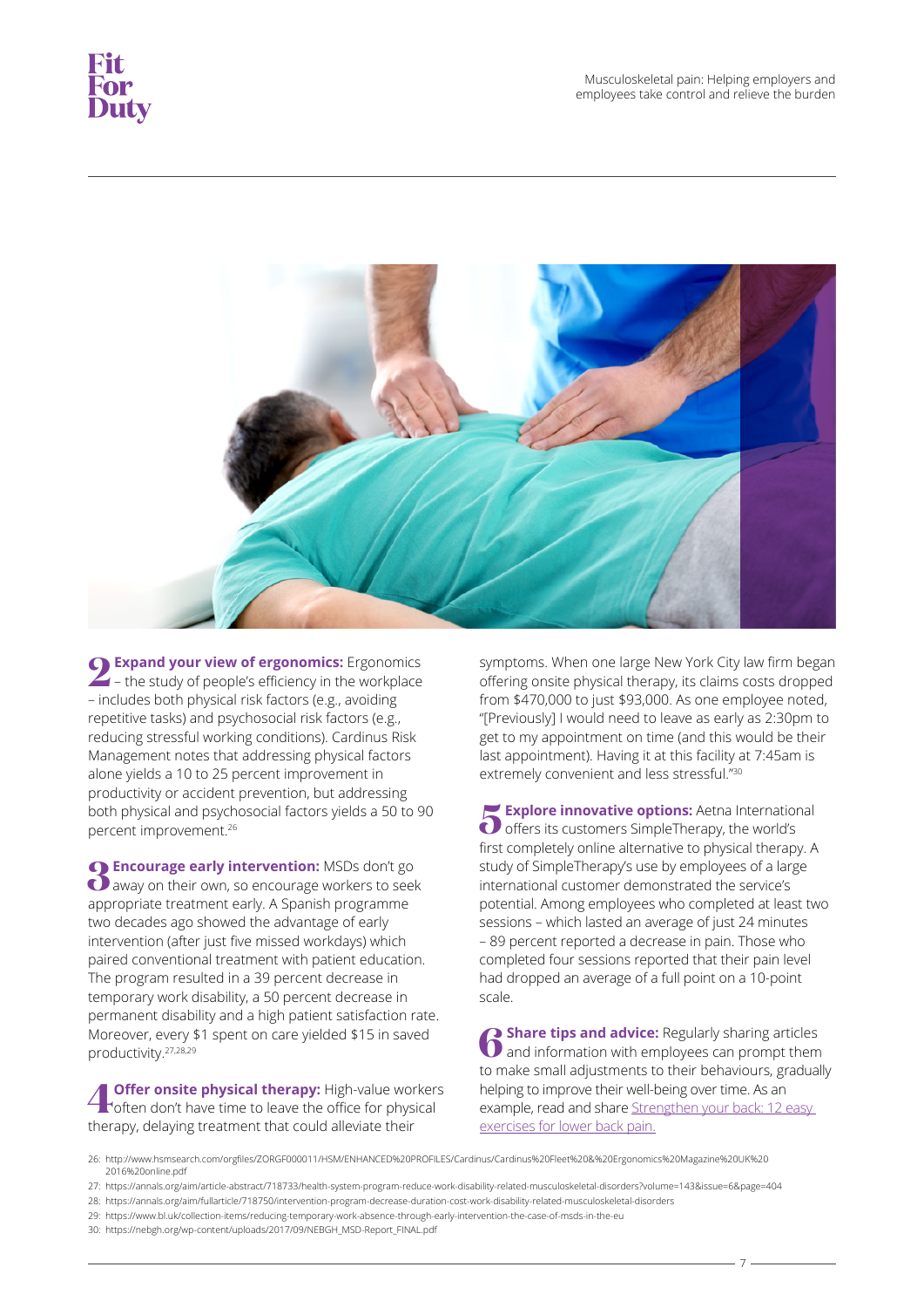**2 Expand your view of ergonomics:** Ergonomics – the study of people's efficiency in the workplace – includes both physical risk factors (e.g., avoiding repetitive tasks) and psychosocial risk factors (e.g., reducing stressful working conditions). Cardinus Risk Management notes that addressing physical factors alone yields a 10 to 25 percent improvement in productivity or accident prevention, but addressing both physical and psychosocial factors yields a 50 to 90 percent improvement.[26]

**3 Encourage early intervention:** MSDs don't go away on their own, so encourage workers to seek appropriate treatment early. A Spanish programme two decades ago showed the advantage of early intervention (after just five missed workdays) which paired conventional treatment with patient education. The program resulted in a 39 percent decrease in temporary work disability, a 50 percent decrease in permanent disability and a high patient satisfaction rate. Moreover, every $1 spent on care yielded $15 in saved productivity.[27,28,29]

**4 Offer onsite physical therapy:** High-value workers often don't have time to leave the office for physical therapy, delaying treatment that could alleviate their symptoms. When one large New York City law firm began offering onsite physical therapy, its claims costs dropped from $470,000 to just $93,000. As one employee noted, "[Previously] I would need to leave as early as 2:30pm to get to my appointment on time (and this would be their last appointment). Having it at this facility at 7:45am is extremely convenient and less stressful."[30]

**5 Explore innovative options:** Aetna International offers its customers SimpleTherapy, the world's first completely online alternative to physical therapy. A study of SimpleTherapy's use by employees of a large international customer demonstrated the service's potential. Among employees who completed at least two sessions – which lasted an average of just 24 minutes – 89 percent reported a decrease in pain. Those who completed four sessions reported that their pain level had dropped an average of a full point on a 10-point scale.

**6 Share tips and advice:** Regularly sharing articles and information with employees can prompt them to make small adjustments to their behaviours, gradually helping to improve their well-being over time. As an example, read and share [Strengthen your back: 12 easy exercises for lower back pain.]

26: http://www.hsmsearch.com/orgfiles/ZORGF000011/HSM/ENHANCED%20PROFILES/Cardinus/Cardinus%20Fleet%20&%20Ergonomics%20Magazine%20UK%20 2016%20online.pdf

27: https://annals.org/aim/article-abstract/718733/health-system-program-reduce-work-disability-related-musculoskeletal-disorders?volume=143&issue=6&page=404

28: https://annals.org/aim/fullarticle/718750/intervention-program-decrease-duration-cost-work-disability-related-musculoskeletal-disorders

29: https://www.bl.uk/collection-items/reducing-temporary-work-absence-through-early-intervention-the-case-of-msds-in-the-eu

30: https://nebgh.org/wp-content/uploads/2017/09/NEBGH_MSD-Report_FINAL.pdf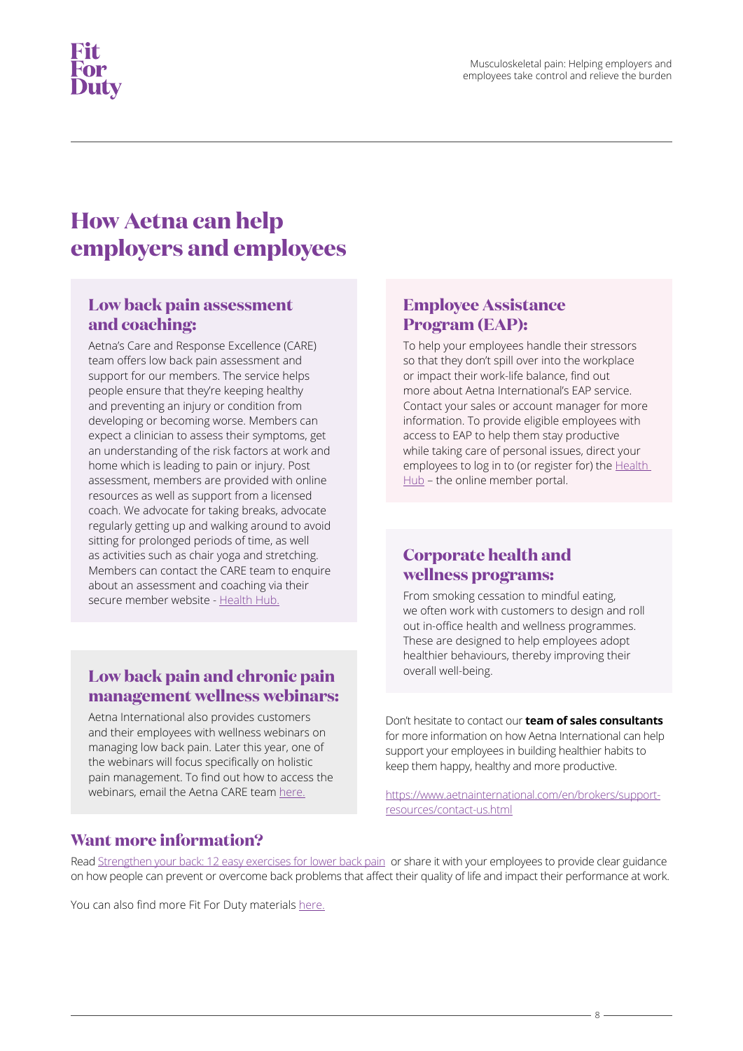# How Aetna can help employers and employees

### Low back pain assessment and coaching:

Aetna's Care and Response Excellence (CARE) team offers low back pain assessment and support for our members. The service helps people ensure that they're keeping healthy and preventing an injury or condition from developing or becoming worse. Members can expect a clinician to assess their symptoms, get an understanding of the risk factors at work and home which is leading to pain or injury. Post assessment, members are provided with online resources as well as support from a licensed coach. We advocate for taking breaks, advocate regularly getting up and walking around to avoid sitting for prolonged periods of time, as well as activities such as chair yoga and stretching. Members can contact the CARE team to enquire about an assessment and coaching via their secure member website - Health Hub.

### Low back pain and chronic pain management wellness webinars:

Aetna International also provides customers and their employees with wellness webinars on managing low back pain. Later this year, one of the webinars will focus specifically on holistic pain management. To find out how to access the webinars, email the Aetna CARE team here.

### Employee Assistance Program (EAP):

To help your employees handle their stressors so that they don't spill over into the workplace or impact their work-life balance, find out more about Aetna International's EAP service. Contact your sales or account manager for more information. To provide eligible employees with access to EAP to help them stay productive while taking care of personal issues, direct your employees to log in to (or register for) the Health Hub – the online member portal.

### Corporate health and wellness programs:

From smoking cessation to mindful eating, we often work with customers to design and roll out in-office health and wellness programmes. These are designed to help employees adopt healthier behaviours, thereby improving their overall well-being.

Don't hesitate to contact our **team of sales consultants** for more information on how Aetna International can help support your employees in building healthier habits to keep them happy, healthy and more productive.

https://www.aetnainternational.com/en/brokers/support-resources/contact-us.html

## Want more information?

Read Strengthen your back: 12 easy exercises for lower back pain or share it with your employees to provide clear guidance on how people can prevent or overcome back problems that affect their quality of life and impact their performance at work.

You can also find more Fit For Duty materials here.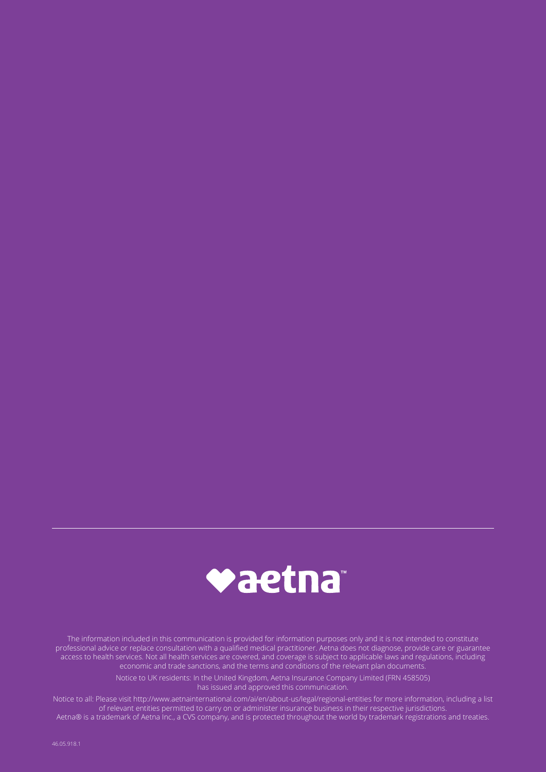aetna™

The information included in this communication is provided for information purposes only and it is not intended to constitute professional advice or replace consultation with a qualified medical practitioner. Aetna does not diagnose, provide care or guarantee access to health services. Not all health services are covered, and coverage is subject to applicable laws and regulations, including economic and trade sanctions, and the terms and conditions of the relevant plan documents.

Notice to UK residents: In the United Kingdom, Aetna Insurance Company Limited (FRN 458505) has issued and approved this communication.

Notice to all: Please visit http://www.aetnainternational.com/ai/en/about-us/legal/regional-entities for more information, including a list of relevant entities permitted to carry on or administer insurance business in their respective jurisdictions.
Aetna® is a trademark of Aetna Inc., a CVS company, and is protected throughout the world by trademark registrations and treaties.

46.05.918.1